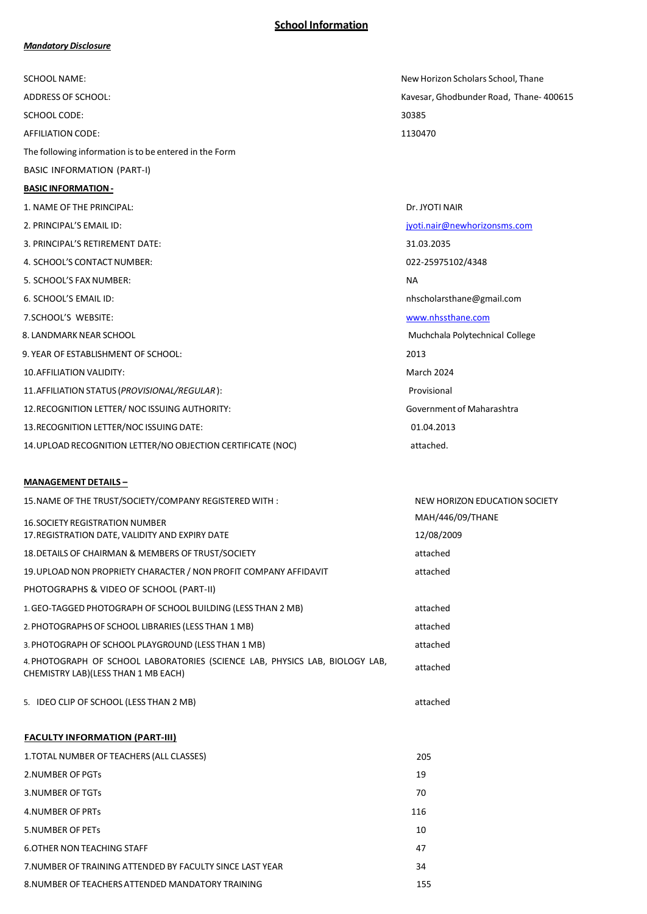## School Information

***Mandatory Disclosure***

| | |
|---|---|
| SCHOOL NAME: | New Horizon Scholars School, Thane |
| ADDRESS OF SCHOOL: | Kavesar, Ghodbunder Road, Thane- 400615 |
| SCHOOL CODE: | 30385 |
| AFFILIATION CODE: | 1130470 |

The following information is to be entered in the Form

BASIC INFORMATION (PART-I)

**BASIC INFORMATION -**

| | |
|---|---|
| 1. NAME OF THE PRINCIPAL: | Dr. JYOTI NAIR |
| 2. PRINCIPAL'S EMAIL ID: | jyoti.nair@newhorizonsms.com |
| 3. PRINCIPAL'S RETIREMENT DATE: | 31.03.2035 |
| 4. SCHOOL'S CONTACT NUMBER: | 022-25975102/4348 |
| 5. SCHOOL'S FAX NUMBER: | NA |
| 6. SCHOOL'S EMAIL ID: | nhscholarsthane@gmail.com |
| 7.SCHOOL'S WEBSITE: | www.nhssthane.com |
| 8. LANDMARK NEAR SCHOOL | Muchchala Polytechnical College |
| 9. YEAR OF ESTABLISHMENT OF SCHOOL: | 2013 |
| 10.AFFILIATION VALIDITY: | March 2024 |
| 11.AFFILIATION STATUS (*PROVISIONAL/REGULAR*): | Provisional |
| 12.RECOGNITION LETTER/ NOC ISSUING AUTHORITY: | Government of Maharashtra |
| 13.RECOGNITION LETTER/NOC ISSUING DATE: | 01.04.2013 |
| 14.UPLOAD RECOGNITION LETTER/NO OBJECTION CERTIFICATE (NOC) | attached. |

**MANAGEMENT DETAILS –**

| | |
|---|---|
| 15.NAME OF THE TRUST/SOCIETY/COMPANY REGISTERED WITH : | NEW HORIZON EDUCATION SOCIETY |
| 16.SOCIETY REGISTRATION NUMBER | MAH/446/09/THANE |
| 17.REGISTRATION DATE, VALIDITY AND EXPIRY DATE | 12/08/2009 |
| 18.DETAILS OF CHAIRMAN & MEMBERS OF TRUST/SOCIETY | attached |
| 19.UPLOAD NON PROPRIETY CHARACTER / NON PROFIT COMPANY AFFIDAVIT | attached |

PHOTOGRAPHS & VIDEO OF SCHOOL (PART-II)

| | |
|---|---|
| 1. GEO-TAGGED PHOTOGRAPH OF SCHOOL BUILDING (LESS THAN 2 MB) | attached |
| 2. PHOTOGRAPHS OF SCHOOL LIBRARIES (LESS THAN 1 MB) | attached |
| 3. PHOTOGRAPH OF SCHOOL PLAYGROUND (LESS THAN 1 MB) | attached |
| 4. PHOTOGRAPH OF SCHOOL LABORATORIES (SCIENCE LAB, PHYSICS LAB, BIOLOGY LAB, CHEMISTRY LAB)(LESS THAN 1 MB EACH) | attached |
| 5. IDEO CLIP OF SCHOOL (LESS THAN 2 MB) | attached |

**FACULTY INFORMATION (PART-III)**

| | |
|---|---|
| 1.TOTAL NUMBER OF TEACHERS (ALL CLASSES) | 205 |
| 2.NUMBER OF PGTs | 19 |
| 3.NUMBER OF TGTs | 70 |
| 4.NUMBER OF PRTs | 116 |
| 5.NUMBER OF PETs | 10 |
| 6.OTHER NON TEACHING STAFF | 47 |
| 7.NUMBER OF TRAINING ATTENDED BY FACULTY SINCE LAST YEAR | 34 |
| 8.NUMBER OF TEACHERS ATTENDED MANDATORY TRAINING | 155 |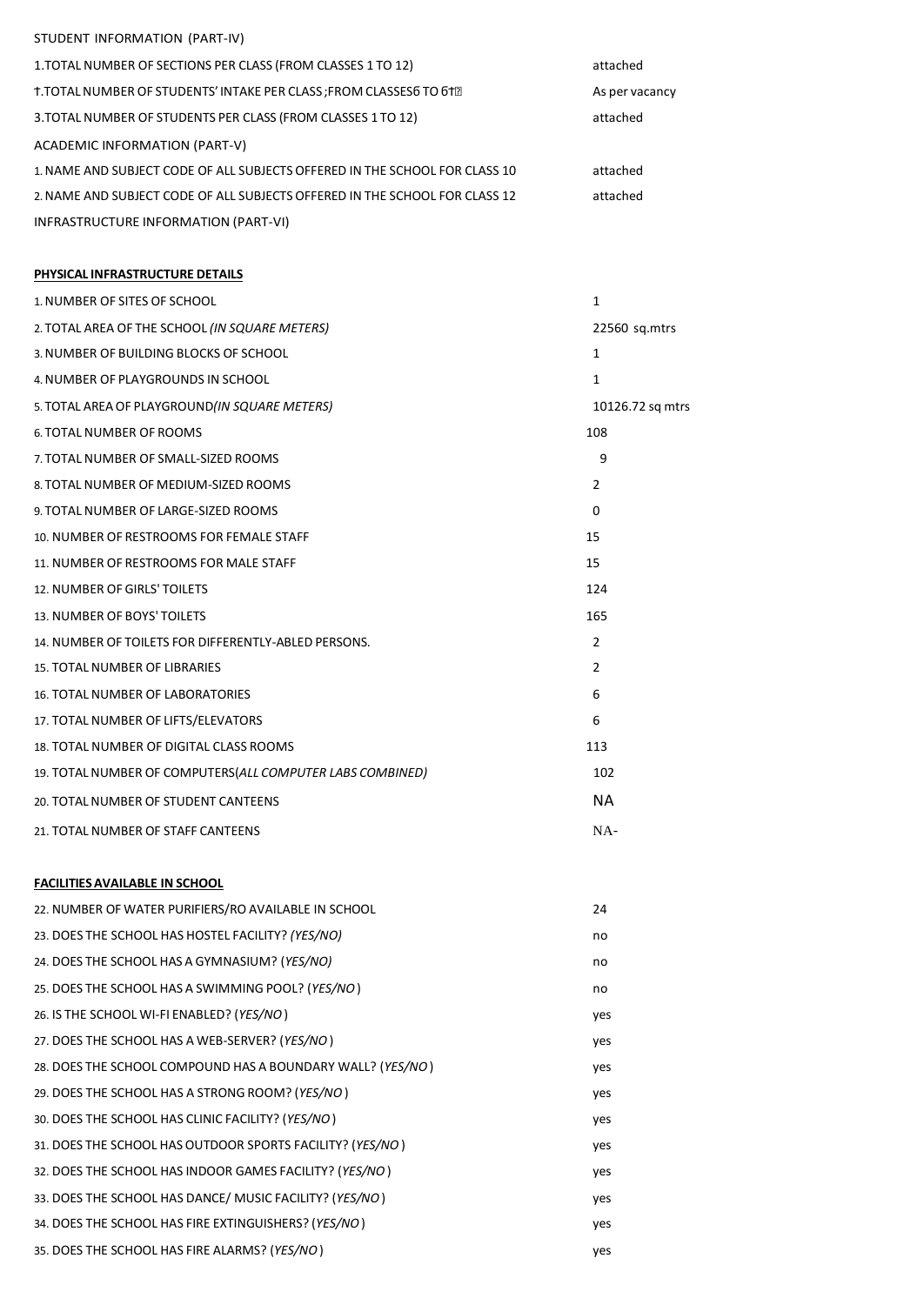STUDENT INFORMATION (PART-IV)

| | |
|---|---|
| 1.TOTAL NUMBER OF SECTIONS PER CLASS (FROM CLASSES 1 TO 12) | attached |
| Ϯ.TOTAL NUMBER OF STUDENTS' INTAKE PER CLASS ;FROM CLASSESϭ TO ϭϮ | As per vacancy |
| 3.TOTAL NUMBER OF STUDENTS PER CLASS (FROM CLASSES 1 TO 12) | attached |

ACADEMIC INFORMATION (PART-V)

| | |
|---|---|
| 1. NAME AND SUBJECT CODE OF ALL SUBJECTS OFFERED IN THE SCHOOL FOR CLASS 10 | attached |
| 2. NAME AND SUBJECT CODE OF ALL SUBJECTS OFFERED IN THE SCHOOL FOR CLASS 12 | attached |

INFRASTRUCTURE INFORMATION (PART-VI)

**PHYSICAL INFRASTRUCTURE DETAILS**

| | |
|---|---|
| 1. NUMBER OF SITES OF SCHOOL | 1 |
| 2. TOTAL AREA OF THE SCHOOL *(IN SQUARE METERS)* | 22560 sq.mtrs |
| 3. NUMBER OF BUILDING BLOCKS OF SCHOOL | 1 |
| 4. NUMBER OF PLAYGROUNDS IN SCHOOL | 1 |
| 5. TOTAL AREA OF PLAYGROUND*(IN SQUARE METERS)* | 10126.72 sq mtrs |
| 6. TOTAL NUMBER OF ROOMS | 108 |
| 7. TOTAL NUMBER OF SMALL-SIZED ROOMS | 9 |
| 8. TOTAL NUMBER OF MEDIUM-SIZED ROOMS | 2 |
| 9. TOTAL NUMBER OF LARGE-SIZED ROOMS | 0 |
| 10. NUMBER OF RESTROOMS FOR FEMALE STAFF | 15 |
| 11. NUMBER OF RESTROOMS FOR MALE STAFF | 15 |
| 12. NUMBER OF GIRLS' TOILETS | 124 |
| 13. NUMBER OF BOYS' TOILETS | 165 |
| 14. NUMBER OF TOILETS FOR DIFFERENTLY-ABLED PERSONS. | 2 |
| 15. TOTAL NUMBER OF LIBRARIES | 2 |
| 16. TOTAL NUMBER OF LABORATORIES | 6 |
| 17. TOTAL NUMBER OF LIFTS/ELEVATORS | 6 |
| 18. TOTAL NUMBER OF DIGITAL CLASS ROOMS | 113 |
| 19. TOTAL NUMBER OF COMPUTERS(*ALL COMPUTER LABS COMBINED)* | 102 |
| 20. TOTAL NUMBER OF STUDENT CANTEENS | NA |
| 21. TOTAL NUMBER OF STAFF CANTEENS | NA- |

**FACILITIES AVAILABLE IN SCHOOL**

| | |
|---|---|
| 22. NUMBER OF WATER PURIFIERS/RO AVAILABLE IN SCHOOL | 24 |
| 23. DOES THE SCHOOL HAS HOSTEL FACILITY? *(YES/NO)* | no |
| 24. DOES THE SCHOOL HAS A GYMNASIUM? (*YES/NO)* | no |
| 25. DOES THE SCHOOL HAS A SWIMMING POOL? (*YES/NO*) | no |
| 26. IS THE SCHOOL WI-FI ENABLED? (*YES/NO*) | yes |
| 27. DOES THE SCHOOL HAS A WEB-SERVER? (*YES/NO*) | yes |
| 28. DOES THE SCHOOL COMPOUND HAS A BOUNDARY WALL? (*YES/NO*) | yes |
| 29. DOES THE SCHOOL HAS A STRONG ROOM? (*YES/NO*) | yes |
| 30. DOES THE SCHOOL HAS CLINIC FACILITY? (*YES/NO*) | yes |
| 31. DOES THE SCHOOL HAS OUTDOOR SPORTS FACILITY? (*YES/NO*) | yes |
| 32. DOES THE SCHOOL HAS INDOOR GAMES FACILITY? (*YES/NO*) | yes |
| 33. DOES THE SCHOOL HAS DANCE/ MUSIC FACILITY? (*YES/NO*) | yes |
| 34. DOES THE SCHOOL HAS FIRE EXTINGUISHERS? (*YES/NO*) | yes |
| 35. DOES THE SCHOOL HAS FIRE ALARMS? (*YES/NO*) | yes |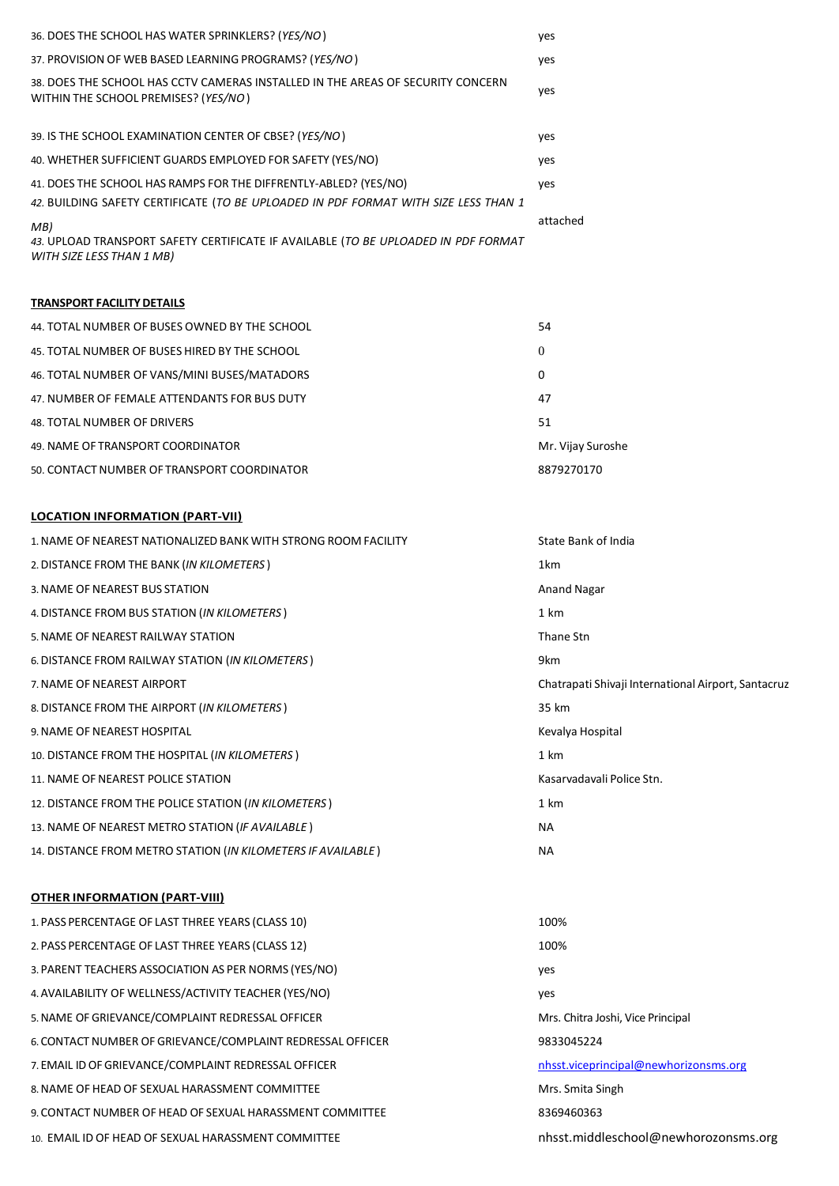| | |
|---|---|
| 36. DOES THE SCHOOL HAS WATER SPRINKLERS? (*YES/NO*) | yes |
| 37. PROVISION OF WEB BASED LEARNING PROGRAMS? (*YES/NO*) | yes |
| 38. DOES THE SCHOOL HAS CCTV CAMERAS INSTALLED IN THE AREAS OF SECURITY CONCERN WITHIN THE SCHOOL PREMISES? (*YES/NO*) | yes |
| 39. IS THE SCHOOL EXAMINATION CENTER OF CBSE? (*YES/NO*) | yes |
| 40. WHETHER SUFFICIENT GUARDS EMPLOYED FOR SAFETY (YES/NO) | yes |
| 41. DOES THE SCHOOL HAS RAMPS FOR THE DIFFRENTLY-ABLED? (YES/NO) | yes |
| 42. BUILDING SAFETY CERTIFICATE (*TO BE UPLOADED IN PDF FORMAT WITH SIZE LESS THAN 1 MB)* | attached |
| 43. UPLOAD TRANSPORT SAFETY CERTIFICATE IF AVAILABLE (*TO BE UPLOADED IN PDF FORMAT WITH SIZE LESS THAN 1 MB)* | |

**TRANSPORT FACILITY DETAILS**

| | |
|---|---|
| 44. TOTAL NUMBER OF BUSES OWNED BY THE SCHOOL | 54 |
| 45. TOTAL NUMBER OF BUSES HIRED BY THE SCHOOL | 0 |
| 46. TOTAL NUMBER OF VANS/MINI BUSES/MATADORS | 0 |
| 47. NUMBER OF FEMALE ATTENDANTS FOR BUS DUTY | 47 |
| 48. TOTAL NUMBER OF DRIVERS | 51 |
| 49. NAME OF TRANSPORT COORDINATOR | Mr. Vijay Suroshe |
| 50. CONTACT NUMBER OF TRANSPORT COORDINATOR | 8879270170 |

**LOCATION INFORMATION (PART-VII)**

| | |
|---|---|
| 1. NAME OF NEAREST NATIONALIZED BANK WITH STRONG ROOM FACILITY | State Bank of India |
| 2. DISTANCE FROM THE BANK (*IN KILOMETERS*) | 1km |
| 3. NAME OF NEAREST BUS STATION | Anand Nagar |
| 4. DISTANCE FROM BUS STATION (*IN KILOMETERS*) | 1 km |
| 5. NAME OF NEAREST RAILWAY STATION | Thane Stn |
| 6. DISTANCE FROM RAILWAY STATION (*IN KILOMETERS*) | 9km |
| 7. NAME OF NEAREST AIRPORT | Chatrapati Shivaji International Airport, Santacruz |
| 8. DISTANCE FROM THE AIRPORT (*IN KILOMETERS*) | 35 km |
| 9. NAME OF NEAREST HOSPITAL | Kevalya Hospital |
| 10. DISTANCE FROM THE HOSPITAL (*IN KILOMETERS*) | 1 km |
| 11. NAME OF NEAREST POLICE STATION | Kasarvadavali Police Stn. |
| 12. DISTANCE FROM THE POLICE STATION (*IN KILOMETERS*) | 1 km |
| 13. NAME OF NEAREST METRO STATION (*IF AVAILABLE*) | NA |
| 14. DISTANCE FROM METRO STATION (*IN KILOMETERS IF AVAILABLE*) | NA |

**OTHER INFORMATION (PART-VIII)**

| | |
|---|---|
| 1. PASS PERCENTAGE OF LAST THREE YEARS (CLASS 10) | 100% |
| 2. PASS PERCENTAGE OF LAST THREE YEARS (CLASS 12) | 100% |
| 3. PARENT TEACHERS ASSOCIATION AS PER NORMS (YES/NO) | yes |
| 4. AVAILABILITY OF WELLNESS/ACTIVITY TEACHER (YES/NO) | yes |
| 5. NAME OF GRIEVANCE/COMPLAINT REDRESSAL OFFICER | Mrs. Chitra Joshi, Vice Principal |
| 6. CONTACT NUMBER OF GRIEVANCE/COMPLAINT REDRESSAL OFFICER | 9833045224 |
| 7. EMAIL ID OF GRIEVANCE/COMPLAINT REDRESSAL OFFICER | nhsst.viceprincipal@newhorizonsms.org |
| 8. NAME OF HEAD OF SEXUAL HARASSMENT COMMITTEE | Mrs. Smita Singh |
| 9. CONTACT NUMBER OF HEAD OF SEXUAL HARASSMENT COMMITTEE | 8369460363 |
| 10. EMAIL ID OF HEAD OF SEXUAL HARASSMENT COMMITTEE | nhsst.middleschool@newhorozonsms.org |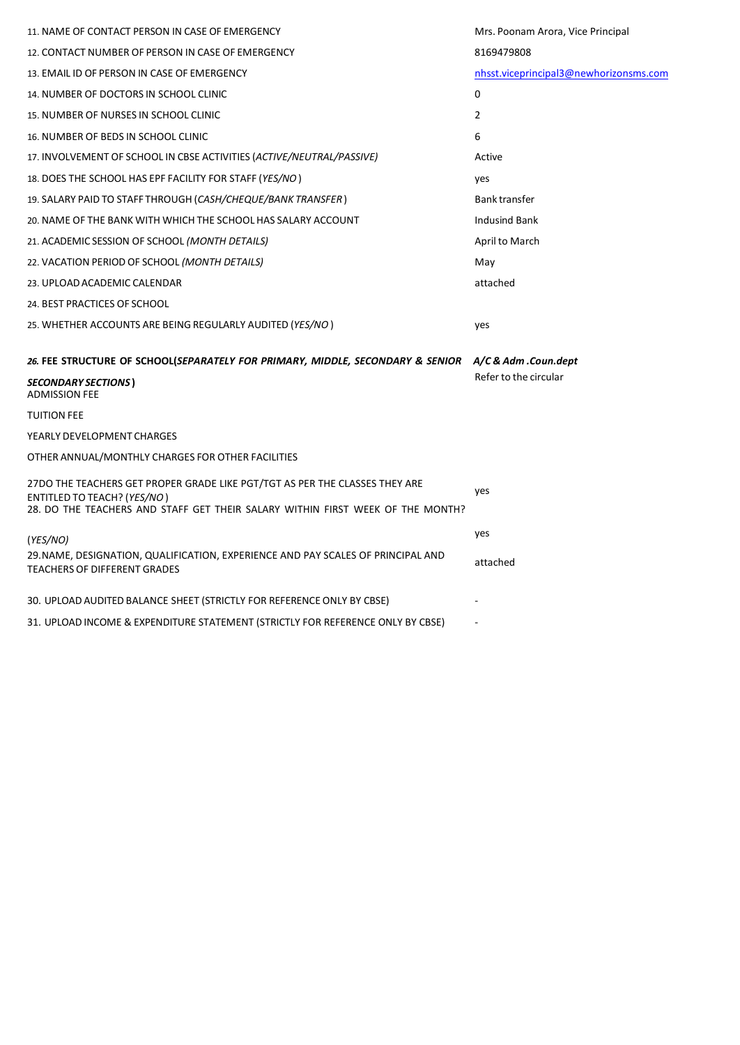| | |
|---|---|
| 11. NAME OF CONTACT PERSON IN CASE OF EMERGENCY | Mrs. Poonam Arora, Vice Principal |
| 12. CONTACT NUMBER OF PERSON IN CASE OF EMERGENCY | 8169479808 |
| 13. EMAIL ID OF PERSON IN CASE OF EMERGENCY | nhsst.viceprincipal3@newhorizonsms.com |
| 14. NUMBER OF DOCTORS IN SCHOOL CLINIC | 0 |
| 15. NUMBER OF NURSES IN SCHOOL CLINIC | 2 |
| 16. NUMBER OF BEDS IN SCHOOL CLINIC | 6 |
| 17. INVOLVEMENT OF SCHOOL IN CBSE ACTIVITIES (*ACTIVE/NEUTRAL/PASSIVE)* | Active |
| 18. DOES THE SCHOOL HAS EPF FACILITY FOR STAFF (*YES/NO*) | yes |
| 19. SALARY PAID TO STAFF THROUGH (*CASH/CHEQUE/BANK TRANSFER*) | Bank transfer |
| 20. NAME OF THE BANK WITH WHICH THE SCHOOL HAS SALARY ACCOUNT | Indusind Bank |
| 21. ACADEMIC SESSION OF SCHOOL *(MONTH DETAILS)* | April to March |
| 22. VACATION PERIOD OF SCHOOL *(MONTH DETAILS)* | May |
| 23. UPLOAD ACADEMIC CALENDAR | attached |
| 24. BEST PRACTICES OF SCHOOL | |
| 25. WHETHER ACCOUNTS ARE BEING REGULARLY AUDITED (*YES/NO*) | yes |
| ***26.* FEE STRUCTURE OF SCHOOL(*SEPARATELY FOR PRIMARY, MIDDLE, SECONDARY & SENIOR SECONDARY SECTIONS*)** | ***A/C & Adm .Coun.dept*** Refer to the circular |
| ADMISSION FEE | |
| TUITION FEE | |
| YEARLY DEVELOPMENT CHARGES | |
| OTHER ANNUAL/MONTHLY CHARGES FOR OTHER FACILITIES | |
| 27DO THE TEACHERS GET PROPER GRADE LIKE PGT/TGT AS PER THE CLASSES THEY ARE ENTITLED TO TEACH? (*YES/NO*) | yes |
| 28. DO THE TEACHERS AND STAFF GET THEIR SALARY WITHIN FIRST WEEK OF THE MONTH? (*YES/NO)* | yes |
| 29.NAME, DESIGNATION, QUALIFICATION, EXPERIENCE AND PAY SCALES OF PRINCIPAL AND TEACHERS OF DIFFERENT GRADES | attached |
| 30. UPLOAD AUDITED BALANCE SHEET (STRICTLY FOR REFERENCE ONLY BY CBSE) | - |
| 31. UPLOAD INCOME & EXPENDITURE STATEMENT (STRICTLY FOR REFERENCE ONLY BY CBSE) | - |